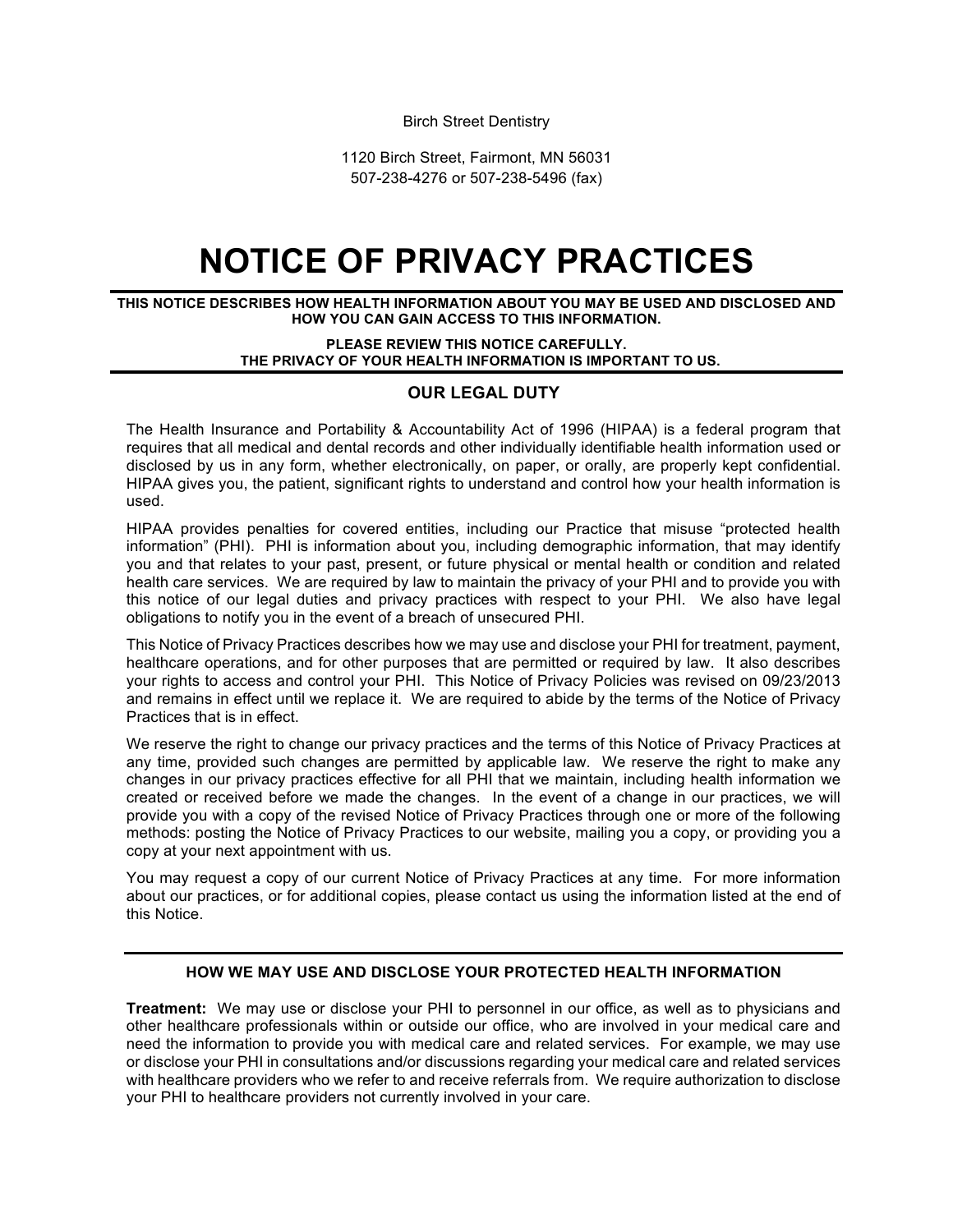Birch Street Dentistry

1120 Birch Street, Fairmont, MN 56031
507-238-4276 or 507-238-5496 (fax)

# NOTICE OF PRIVACY PRACTICES

**THIS NOTICE DESCRIBES HOW HEALTH INFORMATION ABOUT YOU MAY BE USED AND DISCLOSED AND HOW YOU CAN GAIN ACCESS TO THIS INFORMATION.**

**PLEASE REVIEW THIS NOTICE CAREFULLY.**
**THE PRIVACY OF YOUR HEALTH INFORMATION IS IMPORTANT TO US.**

## OUR LEGAL DUTY

The Health Insurance and Portability & Accountability Act of 1996 (HIPAA) is a federal program that requires that all medical and dental records and other individually identifiable health information used or disclosed by us in any form, whether electronically, on paper, or orally, are properly kept confidential. HIPAA gives you, the patient, significant rights to understand and control how your health information is used.

HIPAA provides penalties for covered entities, including our Practice that misuse "protected health information" (PHI). PHI is information about you, including demographic information, that may identify you and that relates to your past, present, or future physical or mental health or condition and related health care services. We are required by law to maintain the privacy of your PHI and to provide you with this notice of our legal duties and privacy practices with respect to your PHI. We also have legal obligations to notify you in the event of a breach of unsecured PHI.

This Notice of Privacy Practices describes how we may use and disclose your PHI for treatment, payment, healthcare operations, and for other purposes that are permitted or required by law. It also describes your rights to access and control your PHI. This Notice of Privacy Policies was revised on 09/23/2013 and remains in effect until we replace it. We are required to abide by the terms of the Notice of Privacy Practices that is in effect.

We reserve the right to change our privacy practices and the terms of this Notice of Privacy Practices at any time, provided such changes are permitted by applicable law. We reserve the right to make any changes in our privacy practices effective for all PHI that we maintain, including health information we created or received before we made the changes. In the event of a change in our practices, we will provide you with a copy of the revised Notice of Privacy Practices through one or more of the following methods: posting the Notice of Privacy Practices to our website, mailing you a copy, or providing you a copy at your next appointment with us.

You may request a copy of our current Notice of Privacy Practices at any time. For more information about our practices, or for additional copies, please contact us using the information listed at the end of this Notice.

## HOW WE MAY USE AND DISCLOSE YOUR PROTECTED HEALTH INFORMATION

**Treatment:** We may use or disclose your PHI to personnel in our office, as well as to physicians and other healthcare professionals within or outside our office, who are involved in your medical care and need the information to provide you with medical care and related services. For example, we may use or disclose your PHI in consultations and/or discussions regarding your medical care and related services with healthcare providers who we refer to and receive referrals from. We require authorization to disclose your PHI to healthcare providers not currently involved in your care.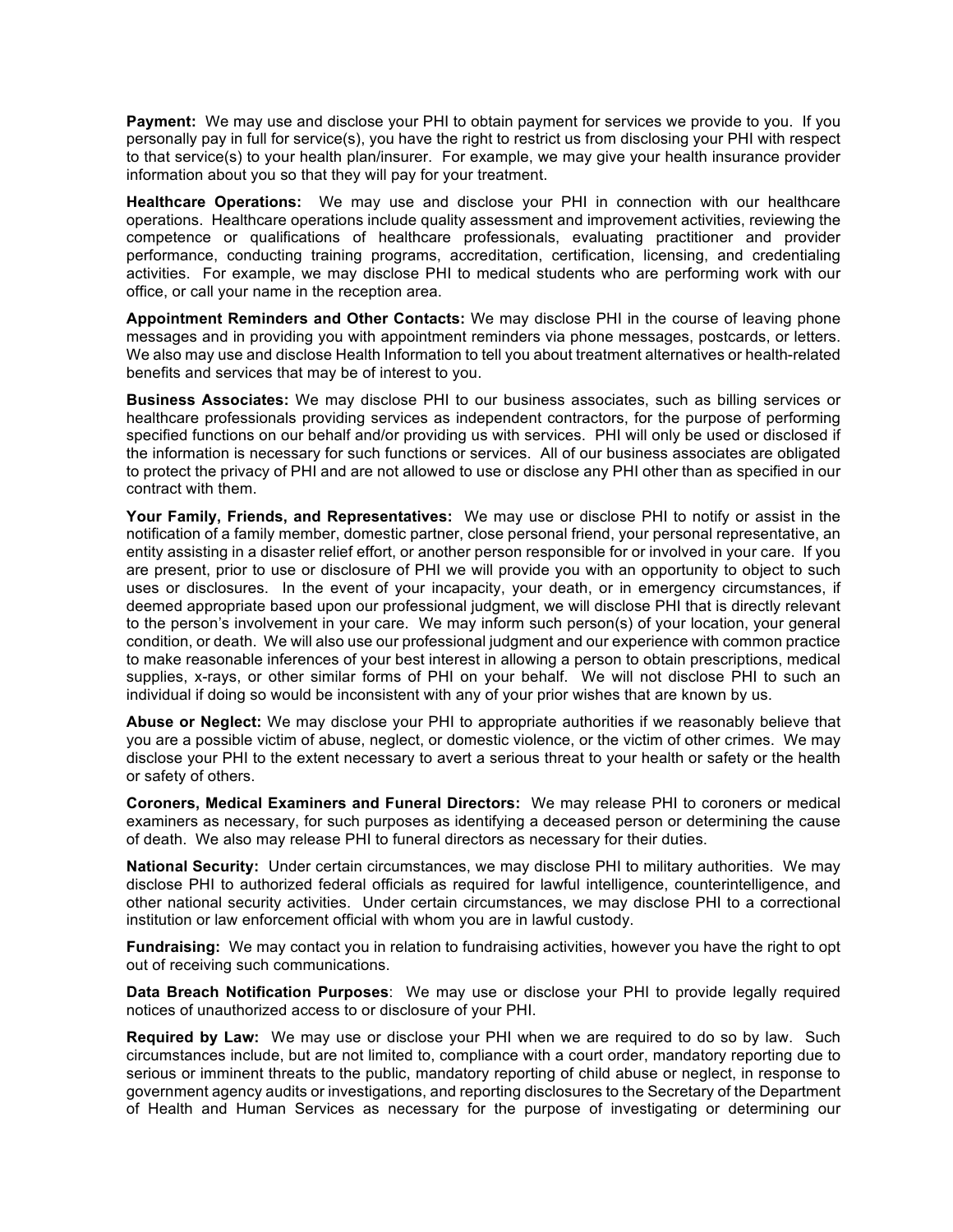**Payment:** We may use and disclose your PHI to obtain payment for services we provide to you. If you personally pay in full for service(s), you have the right to restrict us from disclosing your PHI with respect to that service(s) to your health plan/insurer. For example, we may give your health insurance provider information about you so that they will pay for your treatment.

**Healthcare Operations:** We may use and disclose your PHI in connection with our healthcare operations. Healthcare operations include quality assessment and improvement activities, reviewing the competence or qualifications of healthcare professionals, evaluating practitioner and provider performance, conducting training programs, accreditation, certification, licensing, and credentialing activities. For example, we may disclose PHI to medical students who are performing work with our office, or call your name in the reception area.

**Appointment Reminders and Other Contacts:** We may disclose PHI in the course of leaving phone messages and in providing you with appointment reminders via phone messages, postcards, or letters. We also may use and disclose Health Information to tell you about treatment alternatives or health-related benefits and services that may be of interest to you.

**Business Associates:** We may disclose PHI to our business associates, such as billing services or healthcare professionals providing services as independent contractors, for the purpose of performing specified functions on our behalf and/or providing us with services. PHI will only be used or disclosed if the information is necessary for such functions or services. All of our business associates are obligated to protect the privacy of PHI and are not allowed to use or disclose any PHI other than as specified in our contract with them.

**Your Family, Friends, and Representatives:** We may use or disclose PHI to notify or assist in the notification of a family member, domestic partner, close personal friend, your personal representative, an entity assisting in a disaster relief effort, or another person responsible for or involved in your care. If you are present, prior to use or disclosure of PHI we will provide you with an opportunity to object to such uses or disclosures. In the event of your incapacity, your death, or in emergency circumstances, if deemed appropriate based upon our professional judgment, we will disclose PHI that is directly relevant to the person's involvement in your care. We may inform such person(s) of your location, your general condition, or death. We will also use our professional judgment and our experience with common practice to make reasonable inferences of your best interest in allowing a person to obtain prescriptions, medical supplies, x-rays, or other similar forms of PHI on your behalf. We will not disclose PHI to such an individual if doing so would be inconsistent with any of your prior wishes that are known by us.

**Abuse or Neglect:** We may disclose your PHI to appropriate authorities if we reasonably believe that you are a possible victim of abuse, neglect, or domestic violence, or the victim of other crimes. We may disclose your PHI to the extent necessary to avert a serious threat to your health or safety or the health or safety of others.

**Coroners, Medical Examiners and Funeral Directors:** We may release PHI to coroners or medical examiners as necessary, for such purposes as identifying a deceased person or determining the cause of death. We also may release PHI to funeral directors as necessary for their duties.

**National Security:** Under certain circumstances, we may disclose PHI to military authorities. We may disclose PHI to authorized federal officials as required for lawful intelligence, counterintelligence, and other national security activities. Under certain circumstances, we may disclose PHI to a correctional institution or law enforcement official with whom you are in lawful custody.

**Fundraising:** We may contact you in relation to fundraising activities, however you have the right to opt out of receiving such communications.

**Data Breach Notification Purposes**: We may use or disclose your PHI to provide legally required notices of unauthorized access to or disclosure of your PHI.

**Required by Law:** We may use or disclose your PHI when we are required to do so by law. Such circumstances include, but are not limited to, compliance with a court order, mandatory reporting due to serious or imminent threats to the public, mandatory reporting of child abuse or neglect, in response to government agency audits or investigations, and reporting disclosures to the Secretary of the Department of Health and Human Services as necessary for the purpose of investigating or determining our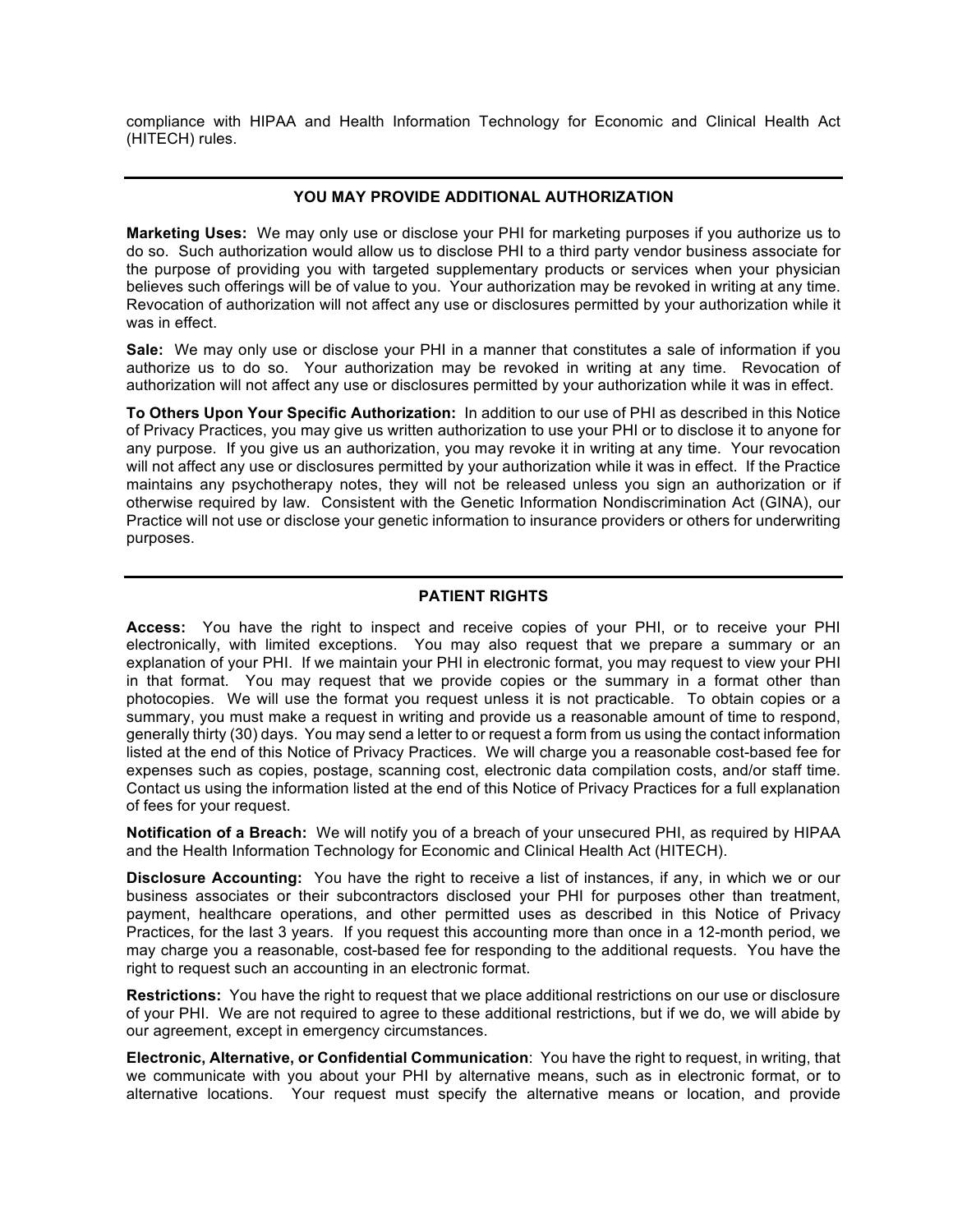compliance with HIPAA and Health Information Technology for Economic and Clinical Health Act (HITECH) rules.

---

## YOU MAY PROVIDE ADDITIONAL AUTHORIZATION

**Marketing Uses:** We may only use or disclose your PHI for marketing purposes if you authorize us to do so. Such authorization would allow us to disclose PHI to a third party vendor business associate for the purpose of providing you with targeted supplementary products or services when your physician believes such offerings will be of value to you. Your authorization may be revoked in writing at any time. Revocation of authorization will not affect any use or disclosures permitted by your authorization while it was in effect.

**Sale:** We may only use or disclose your PHI in a manner that constitutes a sale of information if you authorize us to do so. Your authorization may be revoked in writing at any time. Revocation of authorization will not affect any use or disclosures permitted by your authorization while it was in effect.

**To Others Upon Your Specific Authorization:** In addition to our use of PHI as described in this Notice of Privacy Practices, you may give us written authorization to use your PHI or to disclose it to anyone for any purpose. If you give us an authorization, you may revoke it in writing at any time. Your revocation will not affect any use or disclosures permitted by your authorization while it was in effect. If the Practice maintains any psychotherapy notes, they will not be released unless you sign an authorization or if otherwise required by law. Consistent with the Genetic Information Nondiscrimination Act (GINA), our Practice will not use or disclose your genetic information to insurance providers or others for underwriting purposes.

---

## PATIENT RIGHTS

**Access:** You have the right to inspect and receive copies of your PHI, or to receive your PHI electronically, with limited exceptions. You may also request that we prepare a summary or an explanation of your PHI. If we maintain your PHI in electronic format, you may request to view your PHI in that format. You may request that we provide copies or the summary in a format other than photocopies. We will use the format you request unless it is not practicable. To obtain copies or a summary, you must make a request in writing and provide us a reasonable amount of time to respond, generally thirty (30) days. You may send a letter to or request a form from us using the contact information listed at the end of this Notice of Privacy Practices. We will charge you a reasonable cost-based fee for expenses such as copies, postage, scanning cost, electronic data compilation costs, and/or staff time. Contact us using the information listed at the end of this Notice of Privacy Practices for a full explanation of fees for your request.

**Notification of a Breach:** We will notify you of a breach of your unsecured PHI, as required by HIPAA and the Health Information Technology for Economic and Clinical Health Act (HITECH).

**Disclosure Accounting:** You have the right to receive a list of instances, if any, in which we or our business associates or their subcontractors disclosed your PHI for purposes other than treatment, payment, healthcare operations, and other permitted uses as described in this Notice of Privacy Practices, for the last 3 years. If you request this accounting more than once in a 12-month period, we may charge you a reasonable, cost-based fee for responding to the additional requests. You have the right to request such an accounting in an electronic format.

**Restrictions:** You have the right to request that we place additional restrictions on our use or disclosure of your PHI. We are not required to agree to these additional restrictions, but if we do, we will abide by our agreement, except in emergency circumstances.

**Electronic, Alternative, or Confidential Communication**: You have the right to request, in writing, that we communicate with you about your PHI by alternative means, such as in electronic format, or to alternative locations. Your request must specify the alternative means or location, and provide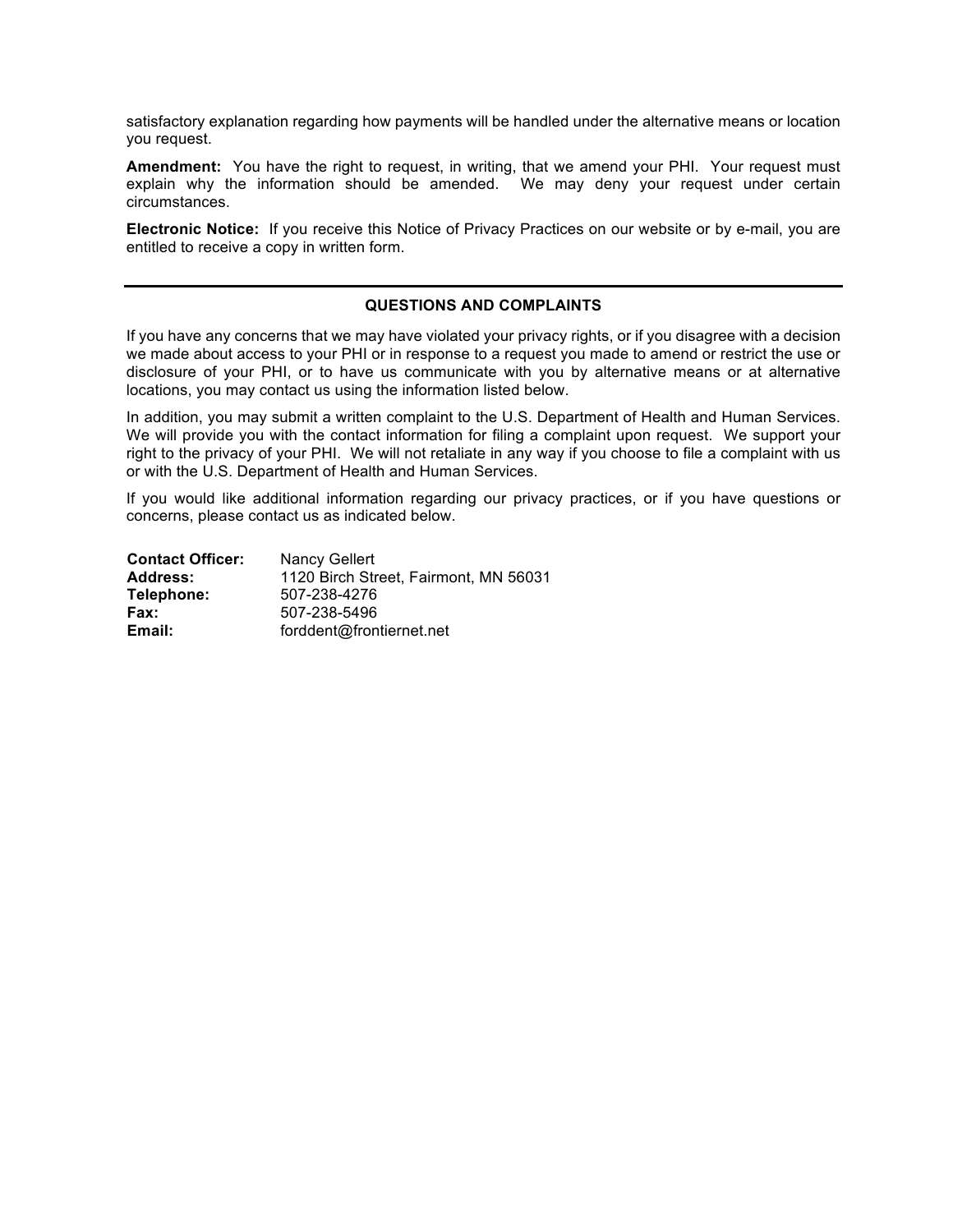satisfactory explanation regarding how payments will be handled under the alternative means or location you request.

**Amendment:** You have the right to request, in writing, that we amend your PHI. Your request must explain why the information should be amended. We may deny your request under certain circumstances.

**Electronic Notice:** If you receive this Notice of Privacy Practices on our website or by e-mail, you are entitled to receive a copy in written form.

---

## QUESTIONS AND COMPLAINTS

If you have any concerns that we may have violated your privacy rights, or if you disagree with a decision we made about access to your PHI or in response to a request you made to amend or restrict the use or disclosure of your PHI, or to have us communicate with you by alternative means or at alternative locations, you may contact us using the information listed below.

In addition, you may submit a written complaint to the U.S. Department of Health and Human Services. We will provide you with the contact information for filing a complaint upon request. We support your right to the privacy of your PHI. We will not retaliate in any way if you choose to file a complaint with us or with the U.S. Department of Health and Human Services.

If you would like additional information regarding our privacy practices, or if you have questions or concerns, please contact us as indicated below.

| | |
|---|---|
| **Contact Officer:** | Nancy Gellert |
| **Address:** | 1120 Birch Street, Fairmont, MN 56031 |
| **Telephone:** | 507-238-4276 |
| **Fax:** | 507-238-5496 |
| **Email:** | forddent@frontiernet.net |